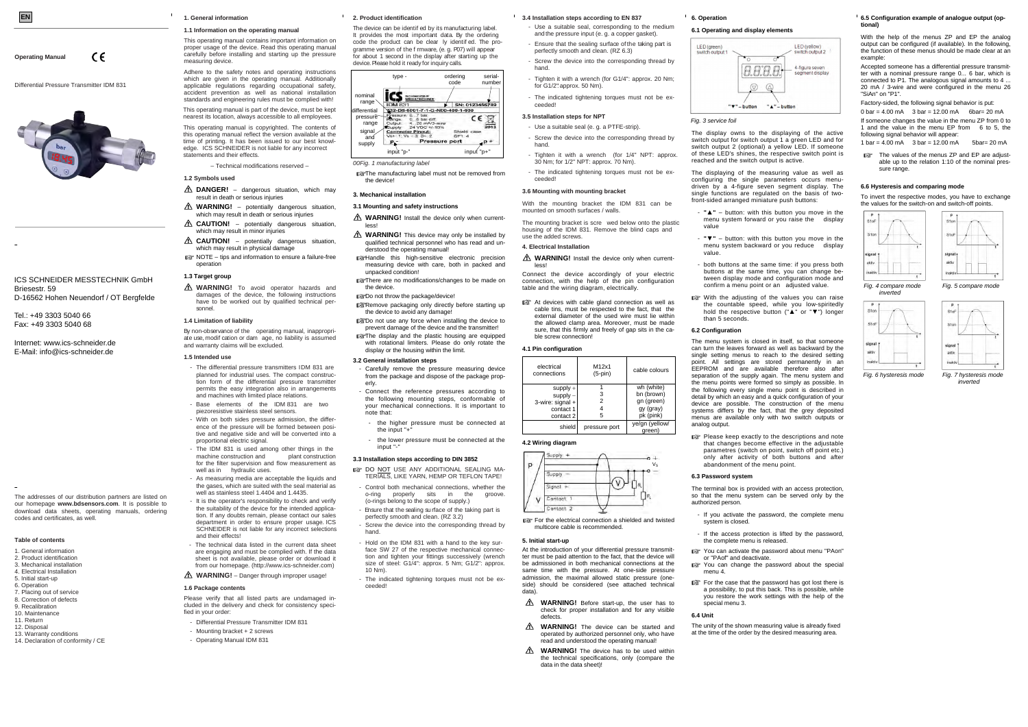EN

**Operating Manual**

CE

Differential Pressure Transmitter IDM 831

ICS SCHNEIDER MESSTECHNIK GmbH
Briesestr. 59
D-16562 Hohen Neuendorf / OT Bergfelde

Tel.: +49 3303 5040 66
Fax: +49 3303 5040 68

Internet: www.ics-schneider.de
E-Mail: info@ics-schneider.de

The addresses of our distribution partners are listed on our homepage **www.bdsensors.com**. It is possible to download data sheets, operating manuals, ordering codes and certificates, as well.

**Table of contents**

1. General information
2. Product identification
3. Mechanical installation
4. Electrical Installation
5. Initial start-up
6. Operation
7. Placing out of service
8. Correction of defects
9. Recalibration
10. Maintenance
11. Return
12. Disposal
13. Warranty conditions
14. Declaration of conformity / CE

## 1. General information

### 1.1 Information on the operating manual

This operating manual contains important information on proper usage of the device. Read this operating manual carefully before installing and starting up the pressure measuring device.

Adhere to the safety notes and operating instructions which are given in the operating manual. Additionally applicable regulations regarding occupational safety, accident prevention as well as national installation standards and engineering rules must be complied with!

This operating manual is part of the device, must be kept nearest its location, always accessible to all employees.

This operating manual is copyrighted. The contents of this operating manual reflect the version available at the time of printing. It has been issued to our best knowledge. ICS SCHNEIDER is not liable for any incorrect statements and their effects.

– Technical modifications reserved –

### 1.2 Symbols used

⚠ **DANGER!** – dangerous situation, which may result in death or serious injuries

⚠ **WARNING!** – potentially dangerous situation, which may result in death or serious injuries

⚠ **CAUTION!** – potentially dangerous situation, which may result in minor injuries

⚠ **CAUTION!** – potentially dangerous situation, which may result in physical damage

☞ NOTE – tips and information to ensure a failure-free operation

### 1.3 Target group

⚠ **WARNING!** To avoid operator hazards and damages of the device, the following instructions have to be worked out by qualified technical personnel.

### 1.4 Limitation of liability

By non-observance of the operating manual, inappropriate use, modification or damage, no liability is assumed and warranty claims will be excluded.

### 1.5 Intended use

- The differential pressure transmitters IDM 831 are planned for industrial uses. The compact construction form of the differential pressure transmitter permits the easy integration also in arrangements and machines with limited place relations.
- Base elements of the IDM 831 are two piezoresistive stainless steel sensors.
- With on both sides pressure admission, the difference of the pressure will be formed between positive and negative side and will be converted into a proportional electric signal.
- The IDM 831 is used among other things in the machine construction and plant construction for the filter supervision and flow measurement as well as in hydraulic uses.
- As measuring media are acceptable the liquids and the gases, which are suited with the seal material as well as stainless steel 1.4404 and 1.4435.
- It is the operator's responsibility to check and verify the suitability of the device for the intended application. If any doubts remain, please contact our sales department in order to ensure proper usage. ICS SCHNEIDER is not liable for any incorrect selections and their effects!
- The technical data listed in the current data sheet are engaging and must be complied with. If the data sheet is not available, please order or download it from our homepage. (http://www.ics-schneider.com)

⚠ **WARNING!** – Danger through improper usage!

### 1.6 Package contents

Please verify that all listed parts are undamaged included in the delivery and check for consistency specified in your order:

- Differential Pressure Transmitter IDM 831
- Mounting bracket + 2 screws
- Operating Manual IDM 831

## 2. Product identification

The device can be identified by its manufacturing label. It provides the most important data. By the ordering code the product can be clearly identified. The programme version of the firmware, (e.g. P07) will appear for about 1 second in the display after starting up the device. Please hold it ready for inquiry calls.

Fig. 1 manufacturing label

☞ The manufacturing label must not be removed from the device!

## 3. Mechanical installation

### 3.1 Mounting and safety instructions

⚠ **WARNING!** Install the device only when currentless!

⚠ **WARNING!** This device may only be installed by qualified technical personnel who has read and understood the operating manual!

☞ Handle this high-sensitive electronic precision measuring device with care, both in packed and unpacked condition!

☞ There are no modifications/changes to be made on the device.

☞ Do not throw the package/device!

☞ Remove packaging only directly before starting up the device to avoid any damage!

☞ Do not use any force when installing the device to prevent damage of the device and the transmitter!

☞ The display and the plastic housing are equipped with rotational limiters. Please do only rotate the display or the housing within the limit.

### 3.2 General installation steps

- Carefully remove the pressure measuring device from the package and dispose of the package properly.
- Connect the reference pressures according to the following mounting steps, conformable of your mechanical connections. It is important to note that:
  - the higher pressure must be connected at the input "+"
  - the lower pressure must be connected at the input "-"

### 3.3 Installation steps according to DIN 3852

☞ DO NOT USE ANY ADDITIONAL SEALING MATERIALS, LIKE YARN, HEMP OR TEFLON TAPE!

- Control both mechanical connections, whether the o-ring properly sits in the groove. (o-rings belong to the scope of supply.)
- Ensure that the sealing surface of the taking part is perfectly smooth and clean. (RZ 3.2)
- Screw the device into the corresponding thread by hand.
- Hold on the IDM 831 with a hand to the key surface SW 27 of the respective mechanical connection and tighten your fittings successively (wrench size of steel: G1/4": approx. 5 Nm; G1/2": approx. 10 Nm).
- The indicated tightening torques must not be exceeded!

### 3.4 Installation steps according to EN 837

- Use a suitable seal, corresponding to the medium and the pressure input (e.g. a copper gasket).
- Ensure that the sealing surface of the taking part is perfectly smooth and clean. (RZ 6.3)
- Screw the device into the corresponding thread by hand.
- Tighten it with a wrench (for G1/4": approx. 20 Nm; for G1/2": approx. 50 Nm).
- The indicated tightening torques must not be exceeded!

### 3.5 Installation steps for NPT

- Use a suitable seal (e.g. a PTFE-strip).
- Screw the device into the corresponding thread by hand.
- Tighten it with a wrench (for 1/4" NPT: approx. 30 Nm; for 1/2" NPT: approx. 70 Nm).
- The indicated tightening torques must not be exceeded!

### 3.6 Mounting with mounting bracket

With the mounting bracket the IDM 831 can be mounted on smooth surfaces / walls.

The mounting bracket is screwed below onto the plastic housing of the IDM 831. Remove the blind caps and use the added screws.

## 4. Electrical Installation

⚠ **WARNING!** Install the device only when currentless!

Connect the device accordingly of your electric connection, with the help of the pin configuration table and the wiring diagram, electrically.

☞ At devices with cable gland connection as well as cable tins, must be respected to the fact, that the external diameter of the used wire must lie within the allowed clamp area. Moreover, must be made sure, that this firmly and freely of gap sits in the cable screw connection!

### 4.1 Pin configuration

| electrical connections | M12x1 (5-pin) | cable colours |
|---|---|---|
| supply + | 1 | wh (white) |
| supply – | 3 | bn (brown) |
| 3-wire: signal + | 2 | gn (green) |
| contact 1 | 4 | gy (gray) |
| contact 2 | 5 | pk (pink) |
| shield | pressure port | ye/gn (yellow/ green) |

### 4.2 Wiring diagram

☞ For the electrical connection a shielded and twisted multicore cable is recommended.

## 5. Initial start-up

At the introduction of your differential pressure transmitter must be paid attention to the fact, that the device will be admissioned in both mechanical connections at the same time with the pressure. At one-side pressure admission, the maximal allowed static pressure (one-side) should be considered (see attached technical data).

⚠ **WARNING!** Before start-up, the user has to check for proper installation and for any visible defects.

⚠ **WARNING!** The device can be started and operated by authorized personnel only, who have read and understood the operating manual!

⚠ **WARNING!** The device has to be used within the technical specifications, only (compare the data in the data sheet)!

## 6. Operation

### 6.1 Operating and display elements

Fig. 3 service foil

The display owns to the displaying of the active switch output for switch output 1 a green LED and for switch output 2 (optional) a yellow LED. If someone of these LED's shines, the respective switch point is reached and the switch output is active.

The displaying of the measuring value as well as configuring the single parameters occurs menu-driven by a 4-figure seven segment display. The single functions are regulated on the basis of two-front-sided arranged miniature push buttons:

- "▲" – button: with this button you move in the menu system forward or you raise the display value
- "▼" – button: with this button you move in the menu system backward or you reduce display value.
- both buttons at the same time: if you press both buttons at the same time, you can change between display mode and configuration mode and confirm a menu point or an adjusted value.

☞ With the adjusting of the values you can raise the countable speed, while you low-spiritedly hold the respective button ("▲" or "▼") longer than 5 seconds.

### 6.2 Configuration

The menu system is closed in itself, so that someone can turn the leaves forward as well as backward by the single setting menus to reach to the desired setting point. All settings are stored permanently in an EEPROM and are available therefore also after separation of the supply again. The menu system and the menu points were formed so simply as possible. In the following every single menu point is described in detail by which an easy and a quick configuration of your device are possible. The construction of the menu systems differs by the fact, that the grey deposited menus are available only with two switch outputs or analog output.

☞ Please keep exactly to the descriptions and note that changes become effective in the adjustable parametres (switch on point, switch off point etc.) only after activity of both buttons and after abandonment of the menu point.

### 6.3 Password system

The terminal box is provided with an access protection, so that the menu system can be served only by the authorized person.

- If you activate the password, the complete menu system is closed.
- If the access protection is lifted by the password, the complete menu is released.

☞ You can activate the password about menu "PAon" or "PAof" and deactivate.

☞ You can change the password about the special menu 4.

☞ For the case that the password has got lost there is a possibility, to put this back. This is possible, while you restore the work settings with the help of the special menu 3.

### 6.4 Unit

The unity of the shown measuring value is already fixed at the time of the order by the desired measuring area.

### 6.5 Configuration example of analogue output (optional)

With the help of the menus ZP and EP the analog output can be configured (if available). In the following, the function of these menus should be made clear at an example:

Accepted someone has a differential pressure transmitter with a nominal pressure range 0... 6 bar, which is connected to P1. The analogous signal amounts to 4 ... 20 mA / 3-wire and were configured in the menu 26 "SiAn" on "P1".

Factory-sided, the following signal behavior is put:

0 bar = 4.00 mA    3 bar = 12.00 mA    6bar= 20 mA

If someone changes the value in the menu ZP from 0 to 1 and the value in the menu EP from 6 to 5, the following signal behavior will appear:

1 bar = 4.00 mA    3 bar = 12.00 mA    5bar= 20 mA

☞ The values of the menu ZP and EP are adjustable up to the relation 1:10 of the nominal pressure range.

### 6.6 Hysteresis and comparing mode

To invert the respective modes, you have to exchange the values for the switch-on and switch-off points.

Fig. 4 compare mode inverted

Fig. 5 compare mode

Fig. 6 hysteresis mode

Fig. 7 hysteresis mode inverted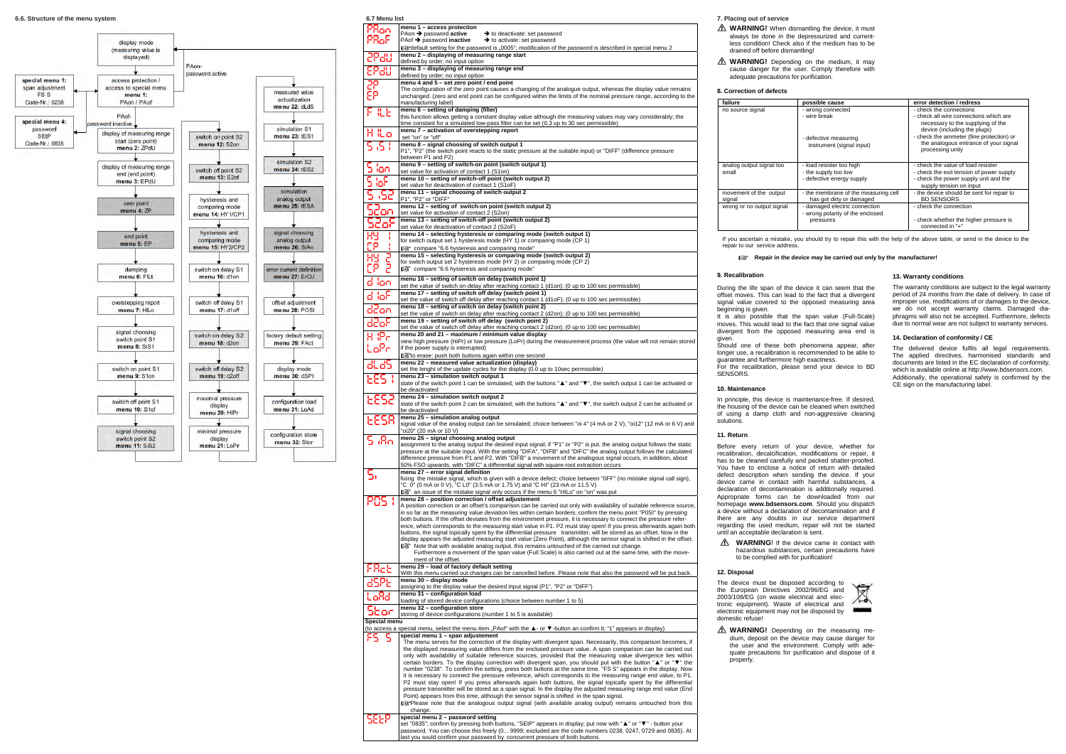## 6.6. Structure of the menu system

display mode (measuring value is displayed)

PAon- password active

special menu 1: span adjustment FS S Code-Nr.: 0238

access protection / access to special menu **menu 1:** PAon / PAof

measured value actualization **menu 22:** dLdS

special menu 4: password SEtP Code-Nr.: 0835

PAof- password inactive

display of measuring range start (zero point) **menu 2:** ZPdU

switch on point S2 **menu 12:** S2on

simulation S1 **menu 23:** tES1

display of measuring range end (end point) **menu 3:** EPdU

switch off point S2 **menu 13:** S2of

simulation S2 **menu 24:** tES2

zero point **menu 4:** ZP

hysteresis and comparing mode **menu 14:** HY1/CP1

simulation analog output **menu 25:** tESA

end point **menu 5:** EP

hysteresis and comparing mode **menu 15:** HY2/CP2

signal choosing analog output **menu 26:** SiAn

damping **menu 6:** FiLt

switch on delay S1 **menu 16:** d1on

error current definition **menu 27:** ErCU

overstepping report **menu 7:** HiLo

switch off delay S1 **menu 17:** d1off

offset adjustment **menu 28:** POSI

signal choosing switch point S1 **menu 8:** SiS1

switch on delay S2 **menu 18:** d2on

factory default setting **menu 29:** FAct

switch on point S1 **menu 9:** S1on

switch off delay S2 **menu 19:** d2off

display mode **menu 30:** dSPI

switch off point S1 **menu 10:** S1of

maximal pressure display **menu 20:** HIPr

configuration load **menu 31:** LoAd

signal choosing switch point S2 **menu 11:** SiS2

minimal pressure display **menu 21:** LoPr

configuration store **menu 32:** Stor

## 6.7 Menu list

| | |
|---|---|
| PAon / PAoF | **menu 1 – access protection** PAon → password **active** → to deactivate: set password; PAof → password **inactive** → to activate: set password. ☞default setting for the password is „0005"; modification of the password is described in special menu 2 |
| ZPdU | **menu 2 – displaying of measuring range start** defined by order; no input option |
| EPdU | **menu 3 – displaying of measuring range end** defined by order; no input option |
| ZP / EP | **menu 4 and 5 – set zero point / end point** The configuration of the zero point causes a changing of the analogue output, whereas the display value remains unchanged. (zero and end point can be configured within the limits of the nominal pressure range, according to the manufacturing label) |
| FiLt | **menu 6 – setting of damping (filter)** this function allows getting a constant display value although the measuring values may vary considerably; the time constant for a simulated low-pass filter can be set (0.3 up to 30 sec permissible) |
| HiLo | **menu 7 – activation of overstepping report** set "on" or "off" |
| SiS1 | **menu 8 – signal choosing of switch output 1** P1", "P2" (the switch point reacts to the static pressure at the suitable input) or "DIFF" (difference pressure between P1 and P2) |
| S1on | **menu 9 – setting of switch-on point (switch output 1)** set value for activation of contact 1 (S1on) |
| S1oF | **menu 10 – setting of switch-off point (switch output 2)** set value for deactivation of contact 1 (S1oF) |
| SiS2 | **menu 11 – signal choosing of switch output 2** P1", "P2" or "DIFF" |
| S2on | **menu 12 – setting of switch-on point (switch output 2)** set value for activation of contact 2 (S2on) |
| S2oF | **menu 13 – setting of switch-off point (switch output 2)** set value for deactivation of contact 2 (S2oF) |
| HY1 / CP1 | **menu 14 – selecting hysteresis or comparing mode (switch output 1)** for switch output set 1 hysteresis mode (HY 1) or comparing mode (CP 1) ☞ compare "6.6 hysteresis and comparing mode" |
| HY2 / CP2 | **menu 15 – selecting hysteresis or comparing mode (switch output 2)** for switch output set 2 hysteresis mode (HY 2) or comparing mode (CP 2) ☞ compare "6.6 hysteresis and comparing mode" |
| d1on | **menu 16 – setting of switch on delay (switch point 1)** set the value of switch on delay after reaching contact 1 (d1on); (0 up to 100 sec permissible) |
| d1oF | **menu 17 – setting of switch off delay (switch point 1)** set the value of switch off delay after reaching contact 1 (d1oF); (0 up to 100 sec permissible) |
| d2on | **menu 18 – setting of switch on delay (switch point 2)** set the value of switch on delay after reaching contact 2 (d2on); (0 up to 100 sec permissible) |
| d2oF | **menu 19 – setting of switch off delay (switch point 2)** set the value of switch off delay after reaching contact 2 (d2on); (0 up to 100 sec permissible) |
| HiPr / LoPr | **menu 20 and 21 – maximum / minimum value display** view high pressure (HiPr) or low pressure (LoPr) during the measurement process (the value will not remain stored if the power supply is interrupted) ☞to erase: push both buttons again within one second |
| dLdS | **menu 22 – measured value actualization (display)** set the lenght of the update cycles for the display (0.0 up to 10sec permissible) |
| tES1 | **menu 23 – simulation switch output 1** state of the switch point 1 can be simulated; with the buttons "▲" and "▼", the switch output 1 can be activated or be deactivated |
| tES2 | **menu 24 – simulation switch output 2** state of the switch point 2 can be simulated; with the buttons "▲" and "▼", the switch output 2 can be activated or be deactivated |
| tESA | **menu 25 – simulation analog output** signal value of the analog output can be simulated; choice between "oi 4" (4 mA or 2 V), "oi12" (12 mA or 6 V) and "oi20" (20 mA or 10 V) |
| SiAn | **menu 26 – signal choosing analog output** assignment to the analog output the desired input signal; if "P1" or "P2" is put, the analog output follows the static pressure at the suitable input. With the setting "DIFA", "DIFB" and "DIFC" the analog output follows the calculated difference pressure from P1 and P2. With "DIFB" a movement of the analogous signal occurs, in addition, about 50% FSO upwards, with "DIFC" a differential signal with square-root extraction occurs |
| Si | **menu 27 – error signal definition** fixing the mistake signal, which is given with a device defect; choice between "OFF" (no mistake signal sign), "C 0" (0 mA or 0 V), "C L0" (3.5 mA or 1.75 V) and "C HI" (23 mA or 11.5 V) ☞ an issue of the mistake signal only occurs if the menu 6 "HILo" on "on" was put |
| POSI | **menu 28 – position correction / offset adjustement** A position correction or an offset's comparison can be carried out only with availability of suitable reference source, in so far as the measuring value deviation lies within certain borders; confirm the menu point "P0SI" by pressing both buttons. If the offset deviates from the environment pressure, it is necessary to connect the pressure reference, which corresponds to the measuring start value in P1. P2 must stay open! If you press afterwards again both buttons, the signal topically spent by the differential pressure transmitter, will be stored as an offset. Now in the display appears the adjusted measuring start value (Zero Point), although the sensor signal is shifted in the offset. ☞ Note that with available analog output, this remains untouched of the carried out change. Furthermore a movement of the span value (Full Scale) is also carried out at the same time, with the movement of the offset. |
| FAct | **menu 29 – load of factory default setting** With this menu carried out changes can be cancelled before. Please note that also the password will be put back. |
| dSPL | **menu 30 – display mode** assigning to the display value the desired input signal (P1", "P2" or "DIFF") |
| LoAd | **menu 31 – configuration load** loading of stored device configurations (choice between number 1 to 5) |
| Stor | **menu 32 – configuration store** storing of device configurations (number 1 to 5 available) |

**Special menu**

(to access a special menu, select the menu item „PAof" with the ▲- or ▼-button an confirm it; "1" appears in display)

| | |
|---|---|
| FS S | **special menu 1 – span adjustement** The menu serves for the correction of the display with divergent span. Necessarily, this comparison becomes, if the displayed measuring value differs from the enclosed pressure value. A span comparison can be carried out only with availability of suitable reference sources, provided that the measuring value divergence lies within certain borders. To the display correction with divergent span, you should put with the button "▲" or "▼" the number "0238". To confirm the setting, press both buttons at the same time. "FS S" appears in the display. Now it is necessary to connect the pressure reference, which corresponds to the measuring range end value, to P1. P2 must stay open! If you press afterwards again both buttons, the signal topically spent by the differential pressure transmitter will be stored as a span signal. In the display the adjusted measuring range end value (End Point) appears from this time, although the sensor signal is shifted in the span signal. ☞Please note that the analogous output signal (with available analog output) remains untouched from this change. |
| SEtP | **special menu 2 – password setting** set "0835"; confirm by pressing both buttons, "SEtP" appears in display; put now with "▲" or "▼" - button your password. You can choose this freely (0... 9999; excluded are the code numbers 0238, 0247, 0729 and 0835). At last you sould confirm your password by concurrent pressure of both buttons. |

## 7. Placing out of service

⚠ **WARNING!** When dismantling the device, it must always be done in the depressurized and current-less condition! Check also if the medium has to be drained off before dismantling!

⚠ **WARNING!** Depending on the medium, it may cause danger for the user. Comply therefore with adequate precautions for purification.

## 8. Correction of defects

| failure | possible cause | error detection / redress |
|---|---|---|
| no source signal | - wrong connected<br>- wire break<br>- defective measuring instrument (signal input) | - check the connections<br>- check all wire connections which are necessary to the supplying of the device (including the plugs)<br>- check the ammeter (fine protection) or the analogous entrance of your signal processing unity |
| analog output signal too small | - load resister too high<br>- the supply too low<br>- defective energy supply | - check the value of load resister<br>- check the exit tension of power supply<br>- check the power supply unit and the supply tension on input |
| movement of the output signal | - the membrane of the measuring cell has got dirty or damaged | - the device should be sent for repair to BD SENSORS |
| wrong or no output signal | - damaged electric connection<br>- wrong polarity of the enclosed pressures | - check the connection<br>- check whether the higher pressure is connected in "+" |

If you ascertain a mistake, you should try to repair this with the help of the above table, or send in the device to the repair to our service address.

☞ **Repair in the device may be carried out only by the manufacturer!**

## 9. Recalibration

During the life span of the device it can seem that the offset moves. This can lead to the fact that a divergent signal value covered to the opposed measuring area beginning is given.

It is also possible that the span value (Full-Scale) moves. This would lead to the fact that one signal value divergent from the opposed measuring area end is given.

Should one of these both phenomena appear, after longer use, a recalibration is recommended to be able to guarantee and furthermore high exactness.

For the recalibration, please send your device to BD SENSORS.

## 10. Maintenance

In principle, this device is maintenance-free. If desired, the housing of the device can be cleaned when switched of using a damp cloth and non-aggressive cleaning solutions.

## 11. Return

Before every return of your device, whether for recalibration, decalcification, modifications or repair, it has to be cleaned carefully and packed shatter-proofed. You have to enclose a notice of return with detailed defect description when sending the device. If your device came in contact with harmful substances, a declaration of decontamination is additionally required. Appropriate forms can be downloaded from our homepage **www.bdsensors.com**. Should you dispatch a device without a declaration of decontamination and if there are any doubts in our service department regarding the used medium, repair will not be started until an acceptable declaration is sent.

⚠ **WARNING**! If the device came in contact with hazardous substances, certain precautions have to be complied with for purification!

## 12. Disposal

The device must be disposed according to the European Directives 2002/96/EG and 2003/108/EG (on waste electrical and electronic equipment). Waste of electrical and electronic equipment may not be disposed by domestic refuse!

⚠ **WARNING!** Depending on the measuring medium, deposit on the device may cause danger for the user and the environment. Comply with adequate precautions for purification and dispose of it properly.

## 13. Warranty conditions

The warranty conditions are subject to the legal warranty period of 24 months from the date of delivery. In case of improper use, modifications of or damages to the device, we do not accept warranty claims. Damaged diaphragms will also not be accepted. Furthermore, defects due to normal wear are not subject to warranty services.

## 14. Declaration of conformity / CE

The delivered device fulfils all legal requirements. The applied directives, harmonised standards and documents are listed in the EC declaration of conformity, which is available online at http://www.bdsensors.com. Additionally, the operational safety is confirmed by the CE sign on the manufacturing label.